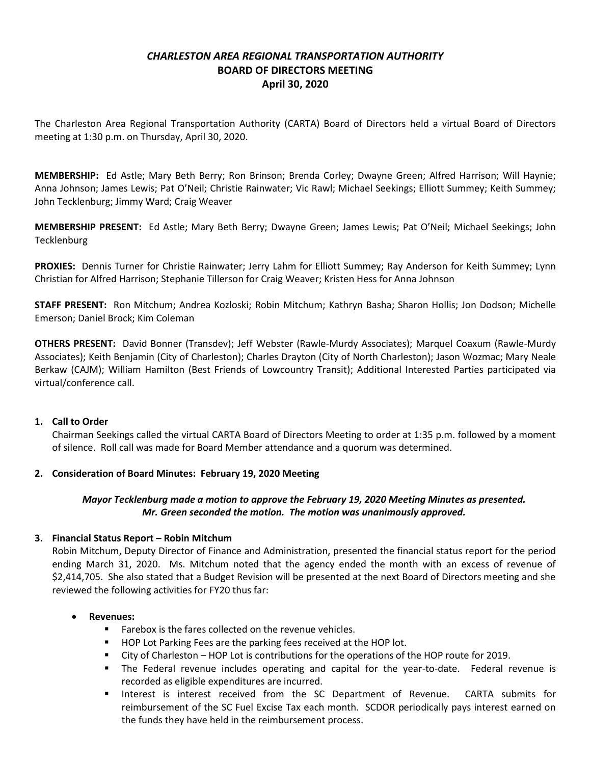# *CHARLESTON AREA REGIONAL TRANSPORTATION AUTHORITY*
## BOARD OF DIRECTORS MEETING
### April 30, 2020

The Charleston Area Regional Transportation Authority (CARTA) Board of Directors held a virtual Board of Directors meeting at 1:30 p.m. on Thursday, April 30, 2020.

**MEMBERSHIP:** Ed Astle; Mary Beth Berry; Ron Brinson; Brenda Corley; Dwayne Green; Alfred Harrison; Will Haynie; Anna Johnson; James Lewis; Pat O'Neil; Christie Rainwater; Vic Rawl; Michael Seekings; Elliott Summey; Keith Summey; John Tecklenburg; Jimmy Ward; Craig Weaver

**MEMBERSHIP PRESENT:** Ed Astle; Mary Beth Berry; Dwayne Green; James Lewis; Pat O'Neil; Michael Seekings; John Tecklenburg

**PROXIES:** Dennis Turner for Christie Rainwater; Jerry Lahm for Elliott Summey; Ray Anderson for Keith Summey; Lynn Christian for Alfred Harrison; Stephanie Tillerson for Craig Weaver; Kristen Hess for Anna Johnson

**STAFF PRESENT:** Ron Mitchum; Andrea Kozloski; Robin Mitchum; Kathryn Basha; Sharon Hollis; Jon Dodson; Michelle Emerson; Daniel Brock; Kim Coleman

**OTHERS PRESENT:** David Bonner (Transdev); Jeff Webster (Rawle-Murdy Associates); Marquel Coaxum (Rawle-Murdy Associates); Keith Benjamin (City of Charleston); Charles Drayton (City of North Charleston); Jason Wozmac; Mary Neale Berkaw (CAJM); William Hamilton (Best Friends of Lowcountry Transit); Additional Interested Parties participated via virtual/conference call.

1. **Call to Order**

   Chairman Seekings called the virtual CARTA Board of Directors Meeting to order at 1:35 p.m. followed by a moment of silence. Roll call was made for Board Member attendance and a quorum was determined.

2. **Consideration of Board Minutes: February 19, 2020 Meeting**

   ***Mayor Tecklenburg made a motion to approve the February 19, 2020 Meeting Minutes as presented. Mr. Green seconded the motion. The motion was unanimously approved.***

3. **Financial Status Report – Robin Mitchum**

   Robin Mitchum, Deputy Director of Finance and Administration, presented the financial status report for the period ending March 31, 2020. Ms. Mitchum noted that the agency ended the month with an excess of revenue of $2,414,705. She also stated that a Budget Revision will be presented at the next Board of Directors meeting and she reviewed the following activities for FY20 thus far:

   - **Revenues:**
     - Farebox is the fares collected on the revenue vehicles.
     - HOP Lot Parking Fees are the parking fees received at the HOP lot.
     - City of Charleston – HOP Lot is contributions for the operations of the HOP route for 2019.
     - The Federal revenue includes operating and capital for the year-to-date. Federal revenue is recorded as eligible expenditures are incurred.
     - Interest is interest received from the SC Department of Revenue. CARTA submits for reimbursement of the SC Fuel Excise Tax each month. SCDOR periodically pays interest earned on the funds they have held in the reimbursement process.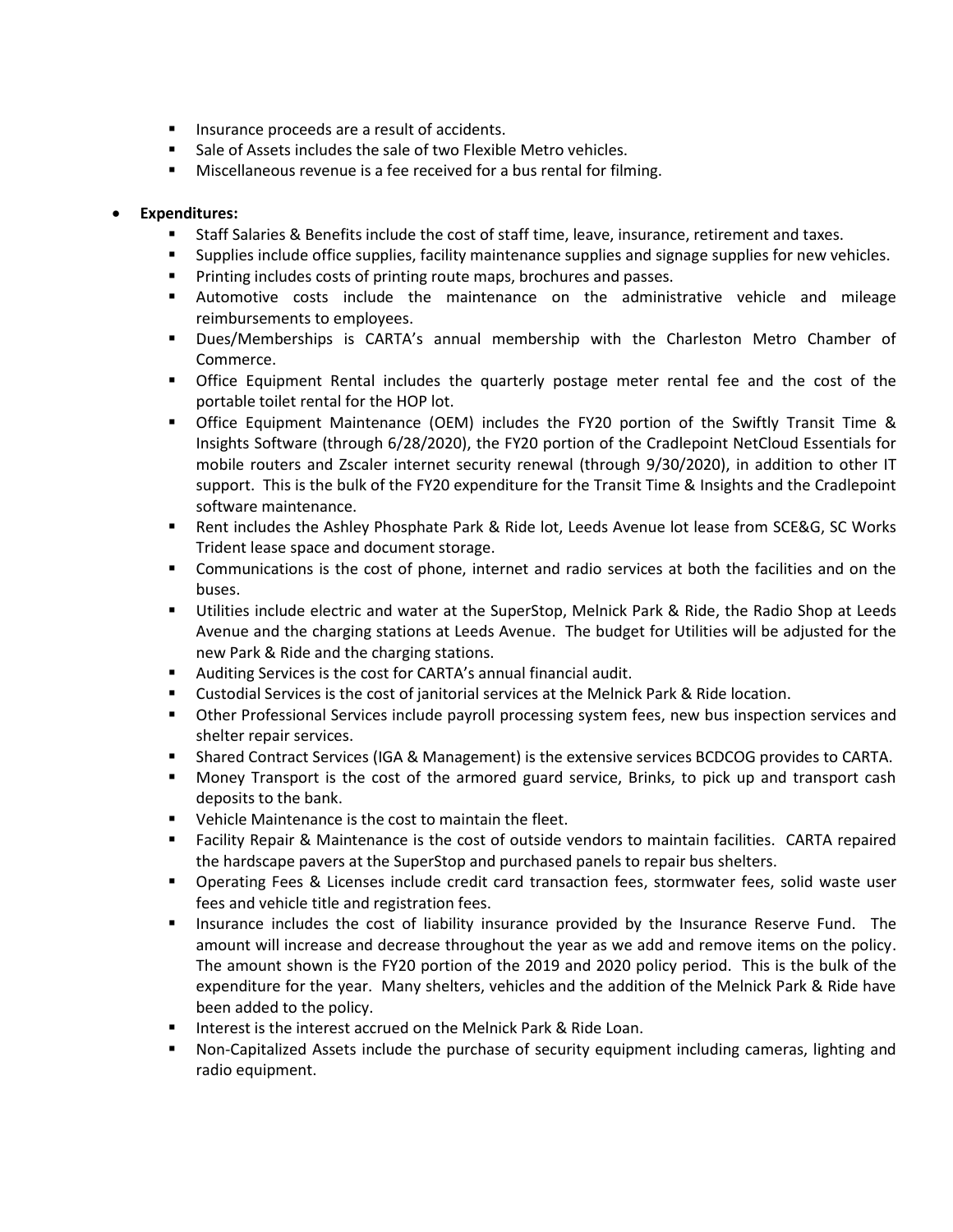- Insurance proceeds are a result of accidents.
- Sale of Assets includes the sale of two Flexible Metro vehicles.
- Miscellaneous revenue is a fee received for a bus rental for filming.

- **Expenditures:**
  - Staff Salaries & Benefits include the cost of staff time, leave, insurance, retirement and taxes.
  - Supplies include office supplies, facility maintenance supplies and signage supplies for new vehicles.
  - Printing includes costs of printing route maps, brochures and passes.
  - Automotive costs include the maintenance on the administrative vehicle and mileage reimbursements to employees.
  - Dues/Memberships is CARTA's annual membership with the Charleston Metro Chamber of Commerce.
  - Office Equipment Rental includes the quarterly postage meter rental fee and the cost of the portable toilet rental for the HOP lot.
  - Office Equipment Maintenance (OEM) includes the FY20 portion of the Swiftly Transit Time & Insights Software (through 6/28/2020), the FY20 portion of the Cradlepoint NetCloud Essentials for mobile routers and Zscaler internet security renewal (through 9/30/2020), in addition to other IT support. This is the bulk of the FY20 expenditure for the Transit Time & Insights and the Cradlepoint software maintenance.
  - Rent includes the Ashley Phosphate Park & Ride lot, Leeds Avenue lot lease from SCE&G, SC Works Trident lease space and document storage.
  - Communications is the cost of phone, internet and radio services at both the facilities and on the buses.
  - Utilities include electric and water at the SuperStop, Melnick Park & Ride, the Radio Shop at Leeds Avenue and the charging stations at Leeds Avenue. The budget for Utilities will be adjusted for the new Park & Ride and the charging stations.
  - Auditing Services is the cost for CARTA's annual financial audit.
  - Custodial Services is the cost of janitorial services at the Melnick Park & Ride location.
  - Other Professional Services include payroll processing system fees, new bus inspection services and shelter repair services.
  - Shared Contract Services (IGA & Management) is the extensive services BCDCOG provides to CARTA.
  - Money Transport is the cost of the armored guard service, Brinks, to pick up and transport cash deposits to the bank.
  - Vehicle Maintenance is the cost to maintain the fleet.
  - Facility Repair & Maintenance is the cost of outside vendors to maintain facilities. CARTA repaired the hardscape pavers at the SuperStop and purchased panels to repair bus shelters.
  - Operating Fees & Licenses include credit card transaction fees, stormwater fees, solid waste user fees and vehicle title and registration fees.
  - Insurance includes the cost of liability insurance provided by the Insurance Reserve Fund. The amount will increase and decrease throughout the year as we add and remove items on the policy. The amount shown is the FY20 portion of the 2019 and 2020 policy period. This is the bulk of the expenditure for the year. Many shelters, vehicles and the addition of the Melnick Park & Ride have been added to the policy.
  - Interest is the interest accrued on the Melnick Park & Ride Loan.
  - Non-Capitalized Assets include the purchase of security equipment including cameras, lighting and radio equipment.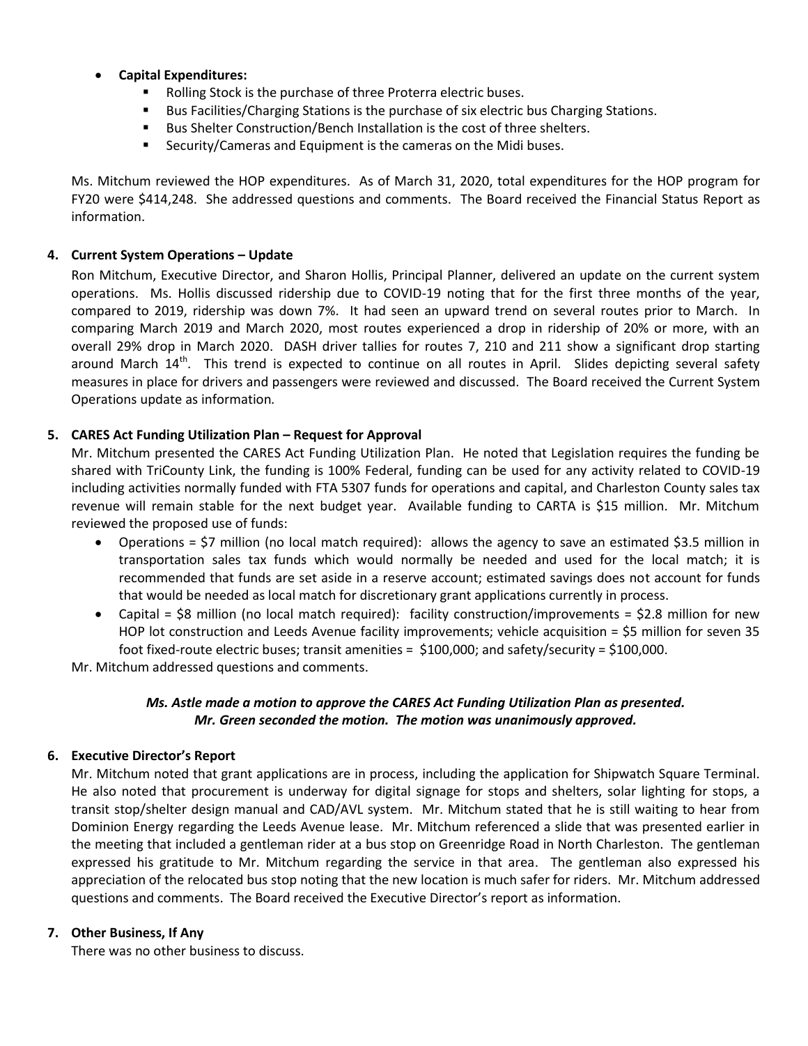- **Capital Expenditures:**
    - Rolling Stock is the purchase of three Proterra electric buses.
    - Bus Facilities/Charging Stations is the purchase of six electric bus Charging Stations.
    - Bus Shelter Construction/Bench Installation is the cost of three shelters.
    - Security/Cameras and Equipment is the cameras on the Midi buses.

Ms. Mitchum reviewed the HOP expenditures. As of March 31, 2020, total expenditures for the HOP program for FY20 were $414,248. She addressed questions and comments. The Board received the Financial Status Report as information.

**4. Current System Operations – Update**

Ron Mitchum, Executive Director, and Sharon Hollis, Principal Planner, delivered an update on the current system operations. Ms. Hollis discussed ridership due to COVID-19 noting that for the first three months of the year, compared to 2019, ridership was down 7%. It had seen an upward trend on several routes prior to March. In comparing March 2019 and March 2020, most routes experienced a drop in ridership of 20% or more, with an overall 29% drop in March 2020. DASH driver tallies for routes 7, 210 and 211 show a significant drop starting around March 14th. This trend is expected to continue on all routes in April. Slides depicting several safety measures in place for drivers and passengers were reviewed and discussed. The Board received the Current System Operations update as information.

**5. CARES Act Funding Utilization Plan – Request for Approval**

Mr. Mitchum presented the CARES Act Funding Utilization Plan. He noted that Legislation requires the funding be shared with TriCounty Link, the funding is 100% Federal, funding can be used for any activity related to COVID-19 including activities normally funded with FTA 5307 funds for operations and capital, and Charleston County sales tax revenue will remain stable for the next budget year. Available funding to CARTA is $15 million. Mr. Mitchum reviewed the proposed use of funds:

- Operations = $7 million (no local match required): allows the agency to save an estimated $3.5 million in transportation sales tax funds which would normally be needed and used for the local match; it is recommended that funds are set aside in a reserve account; estimated savings does not account for funds that would be needed as local match for discretionary grant applications currently in process.
- Capital = $8 million (no local match required): facility construction/improvements = $2.8 million for new HOP lot construction and Leeds Avenue facility improvements; vehicle acquisition = $5 million for seven 35 foot fixed-route electric buses; transit amenities = $100,000; and safety/security = $100,000.

Mr. Mitchum addressed questions and comments.

***Ms. Astle made a motion to approve the CARES Act Funding Utilization Plan as presented. Mr. Green seconded the motion. The motion was unanimously approved.***

**6. Executive Director's Report**

Mr. Mitchum noted that grant applications are in process, including the application for Shipwatch Square Terminal. He also noted that procurement is underway for digital signage for stops and shelters, solar lighting for stops, a transit stop/shelter design manual and CAD/AVL system. Mr. Mitchum stated that he is still waiting to hear from Dominion Energy regarding the Leeds Avenue lease. Mr. Mitchum referenced a slide that was presented earlier in the meeting that included a gentleman rider at a bus stop on Greenridge Road in North Charleston. The gentleman expressed his gratitude to Mr. Mitchum regarding the service in that area. The gentleman also expressed his appreciation of the relocated bus stop noting that the new location is much safer for riders. Mr. Mitchum addressed questions and comments. The Board received the Executive Director's report as information.

**7. Other Business, If Any**

There was no other business to discuss.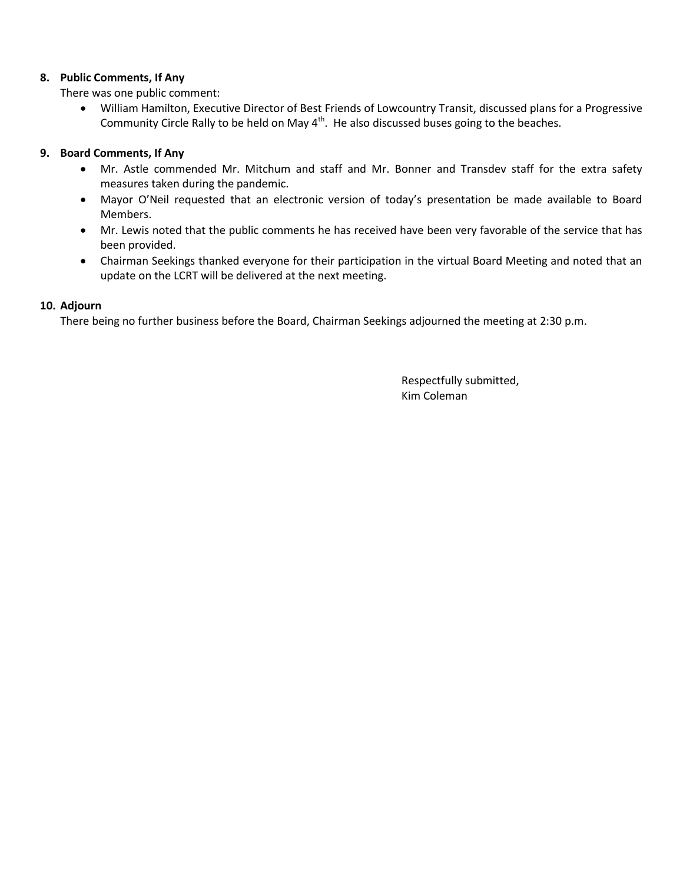**8. Public Comments, If Any**

There was one public comment:

- William Hamilton, Executive Director of Best Friends of Lowcountry Transit, discussed plans for a Progressive Community Circle Rally to be held on May 4th. He also discussed buses going to the beaches.

**9. Board Comments, If Any**

- Mr. Astle commended Mr. Mitchum and staff and Mr. Bonner and Transdev staff for the extra safety measures taken during the pandemic.
- Mayor O'Neil requested that an electronic version of today's presentation be made available to Board Members.
- Mr. Lewis noted that the public comments he has received have been very favorable of the service that has been provided.
- Chairman Seekings thanked everyone for their participation in the virtual Board Meeting and noted that an update on the LCRT will be delivered at the next meeting.

**10. Adjourn**

There being no further business before the Board, Chairman Seekings adjourned the meeting at 2:30 p.m.

Respectfully submitted,
Kim Coleman